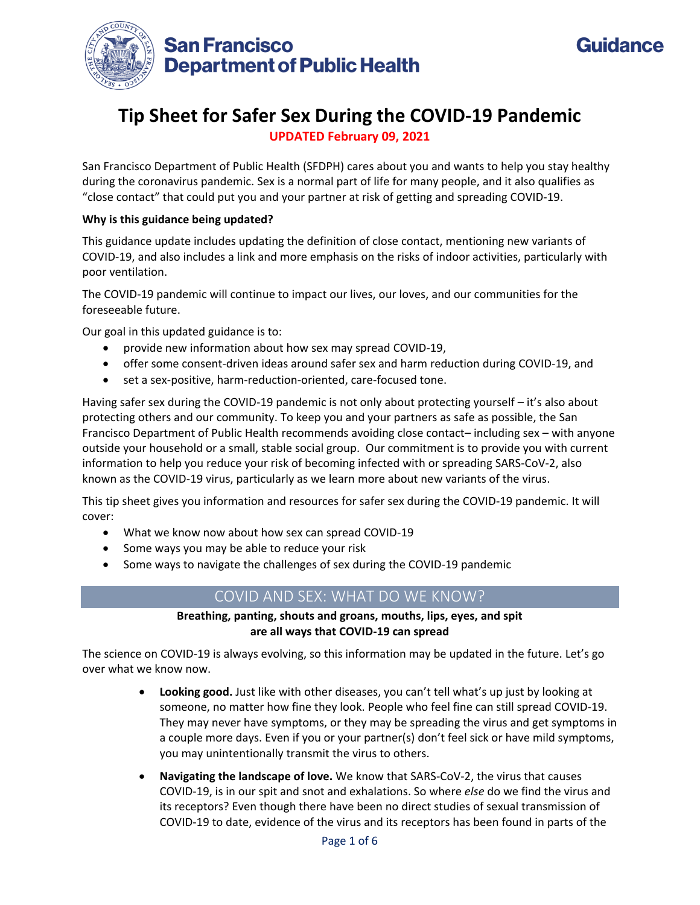San Francisco Department of Public Health

Guidance

# Tip Sheet for Safer Sex During the COVID-19 Pandemic

**UPDATED February 09, 2021**

San Francisco Department of Public Health (SFDPH) cares about you and wants to help you stay healthy during the coronavirus pandemic. Sex is a normal part of life for many people, and it also qualifies as "close contact" that could put you and your partner at risk of getting and spreading COVID-19.

**Why is this guidance being updated?**

This guidance update includes updating the definition of close contact, mentioning new variants of COVID-19, and also includes a link and more emphasis on the risks of indoor activities, particularly with poor ventilation.

The COVID-19 pandemic will continue to impact our lives, our loves, and our communities for the foreseeable future.

Our goal in this updated guidance is to:

- provide new information about how sex may spread COVID-19,
- offer some consent-driven ideas around safer sex and harm reduction during COVID-19, and
- set a sex-positive, harm-reduction-oriented, care-focused tone.

Having safer sex during the COVID-19 pandemic is not only about protecting yourself – it's also about protecting others and our community. To keep you and your partners as safe as possible, the San Francisco Department of Public Health recommends avoiding close contact– including sex – with anyone outside your household or a small, stable social group. Our commitment is to provide you with current information to help you reduce your risk of becoming infected with or spreading SARS-CoV-2, also known as the COVID-19 virus, particularly as we learn more about new variants of the virus.

This tip sheet gives you information and resources for safer sex during the COVID-19 pandemic. It will cover:

- What we know now about how sex can spread COVID-19
- Some ways you may be able to reduce your risk
- Some ways to navigate the challenges of sex during the COVID-19 pandemic

## COVID AND SEX: WHAT DO WE KNOW?

**Breathing, panting, shouts and groans, mouths, lips, eyes, and spit are all ways that COVID-19 can spread**

The science on COVID-19 is always evolving, so this information may be updated in the future. Let's go over what we know now.

- **Looking good.** Just like with other diseases, you can't tell what's up just by looking at someone, no matter how fine they look. People who feel fine can still spread COVID-19. They may never have symptoms, or they may be spreading the virus and get symptoms in a couple more days. Even if you or your partner(s) don't feel sick or have mild symptoms, you may unintentionally transmit the virus to others.
- **Navigating the landscape of love.** We know that SARS-CoV-2, the virus that causes COVID-19, is in our spit and snot and exhalations. So where *else* do we find the virus and its receptors? Even though there have been no direct studies of sexual transmission of COVID-19 to date, evidence of the virus and its receptors has been found in parts of the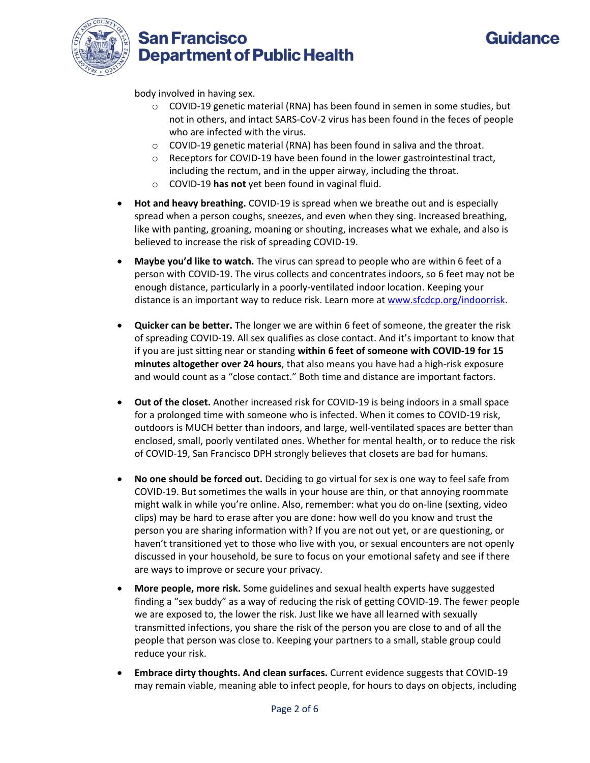body involved in having sex.

  - COVID-19 genetic material (RNA) has been found in semen in some studies, but not in others, and intact SARS-CoV-2 virus has been found in the feces of people who are infected with the virus.
  - COVID-19 genetic material (RNA) has been found in saliva and the throat.
  - Receptors for COVID-19 have been found in the lower gastrointestinal tract, including the rectum, and in the upper airway, including the throat.
  - COVID-19 **has not** yet been found in vaginal fluid.

- **Hot and heavy breathing.** COVID-19 is spread when we breathe out and is especially spread when a person coughs, sneezes, and even when they sing. Increased breathing, like with panting, groaning, moaning or shouting, increases what we exhale, and also is believed to increase the risk of spreading COVID-19.

- **Maybe you'd like to watch.** The virus can spread to people who are within 6 feet of a person with COVID-19. The virus collects and concentrates indoors, so 6 feet may not be enough distance, particularly in a poorly-ventilated indoor location. Keeping your distance is an important way to reduce risk. Learn more at [www.sfcdcp.org/indoorrisk](http://www.sfcdcp.org/indoorrisk).

- **Quicker can be better.** The longer we are within 6 feet of someone, the greater the risk of spreading COVID-19. All sex qualifies as close contact. And it's important to know that if you are just sitting near or standing **within 6 feet of someone with COVID-19 for 15 minutes altogether over 24 hours**, that also means you have had a high-risk exposure and would count as a "close contact." Both time and distance are important factors.

- **Out of the closet.** Another increased risk for COVID-19 is being indoors in a small space for a prolonged time with someone who is infected. When it comes to COVID-19 risk, outdoors is MUCH better than indoors, and large, well-ventilated spaces are better than enclosed, small, poorly ventilated ones. Whether for mental health, or to reduce the risk of COVID-19, San Francisco DPH strongly believes that closets are bad for humans.

- **No one should be forced out.** Deciding to go virtual for sex is one way to feel safe from COVID-19. But sometimes the walls in your house are thin, or that annoying roommate might walk in while you're online. Also, remember: what you do on-line (sexting, video clips) may be hard to erase after you are done: how well do you know and trust the person you are sharing information with? If you are not out yet, or are questioning, or haven't transitioned yet to those who live with you, or sexual encounters are not openly discussed in your household, be sure to focus on your emotional safety and see if there are ways to improve or secure your privacy.

- **More people, more risk.** Some guidelines and sexual health experts have suggested finding a "sex buddy" as a way of reducing the risk of getting COVID-19. The fewer people we are exposed to, the lower the risk. Just like we have all learned with sexually transmitted infections, you share the risk of the person you are close to and of all the people that person was close to. Keeping your partners to a small, stable group could reduce your risk.

- **Embrace dirty thoughts. And clean surfaces.** Current evidence suggests that COVID-19 may remain viable, meaning able to infect people, for hours to days on objects, including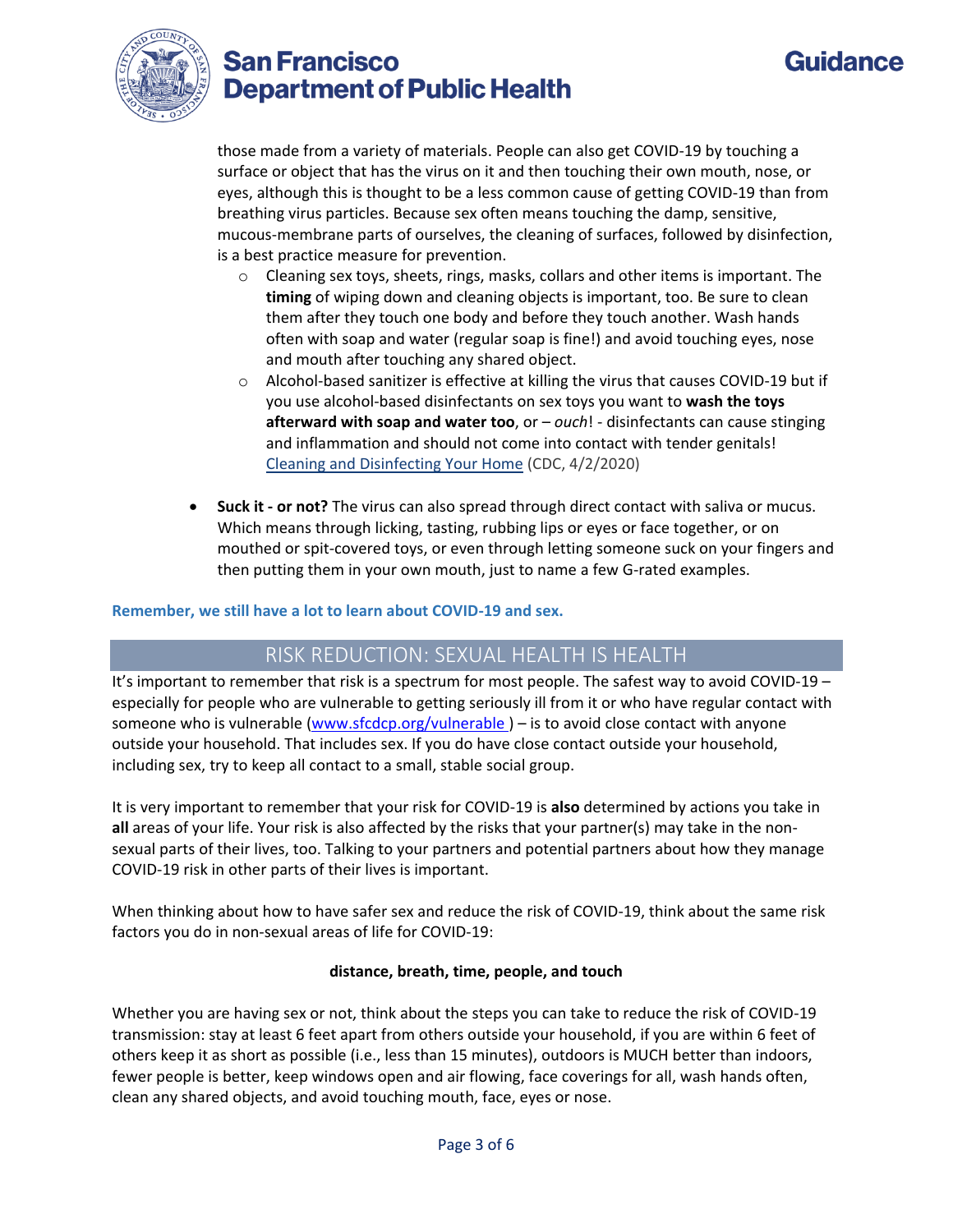those made from a variety of materials. People can also get COVID-19 by touching a surface or object that has the virus on it and then touching their own mouth, nose, or eyes, although this is thought to be a less common cause of getting COVID-19 than from breathing virus particles. Because sex often means touching the damp, sensitive, mucous-membrane parts of ourselves, the cleaning of surfaces, followed by disinfection, is a best practice measure for prevention.

  - Cleaning sex toys, sheets, rings, masks, collars and other items is important. The **timing** of wiping down and cleaning objects is important, too. Be sure to clean them after they touch one body and before they touch another. Wash hands often with soap and water (regular soap is fine!) and avoid touching eyes, nose and mouth after touching any shared object.
  - Alcohol-based sanitizer is effective at killing the virus that causes COVID-19 but if you use alcohol-based disinfectants on sex toys you want to **wash the toys afterward with soap and water too**, or – *ouch*! - disinfectants can cause stinging and inflammation and should not come into contact with tender genitals! [Cleaning and Disinfecting Your Home](Cleaning and Disinfecting Your Home) (CDC, 4/2/2020)

- **Suck it - or not?** The virus can also spread through direct contact with saliva or mucus. Which means through licking, tasting, rubbing lips or eyes or face together, or on mouthed or spit-covered toys, or even through letting someone suck on your fingers and then putting them in your own mouth, just to name a few G-rated examples.

**Remember, we still have a lot to learn about COVID-19 and sex.**

## RISK REDUCTION: SEXUAL HEALTH IS HEALTH

It's important to remember that risk is a spectrum for most people. The safest way to avoid COVID-19 – especially for people who are vulnerable to getting seriously ill from it or who have regular contact with someone who is vulnerable (www.sfcdcp.org/vulnerable ) – is to avoid close contact with anyone outside your household. That includes sex. If you do have close contact outside your household, including sex, try to keep all contact to a small, stable social group.

It is very important to remember that your risk for COVID-19 is **also** determined by actions you take in **all** areas of your life. Your risk is also affected by the risks that your partner(s) may take in the non-sexual parts of their lives, too. Talking to your partners and potential partners about how they manage COVID-19 risk in other parts of their lives is important.

When thinking about how to have safer sex and reduce the risk of COVID-19, think about the same risk factors you do in non-sexual areas of life for COVID-19:

**distance, breath, time, people, and touch**

Whether you are having sex or not, think about the steps you can take to reduce the risk of COVID-19 transmission: stay at least 6 feet apart from others outside your household, if you are within 6 feet of others keep it as short as possible (i.e., less than 15 minutes), outdoors is MUCH better than indoors, fewer people is better, keep windows open and air flowing, face coverings for all, wash hands often, clean any shared objects, and avoid touching mouth, face, eyes or nose.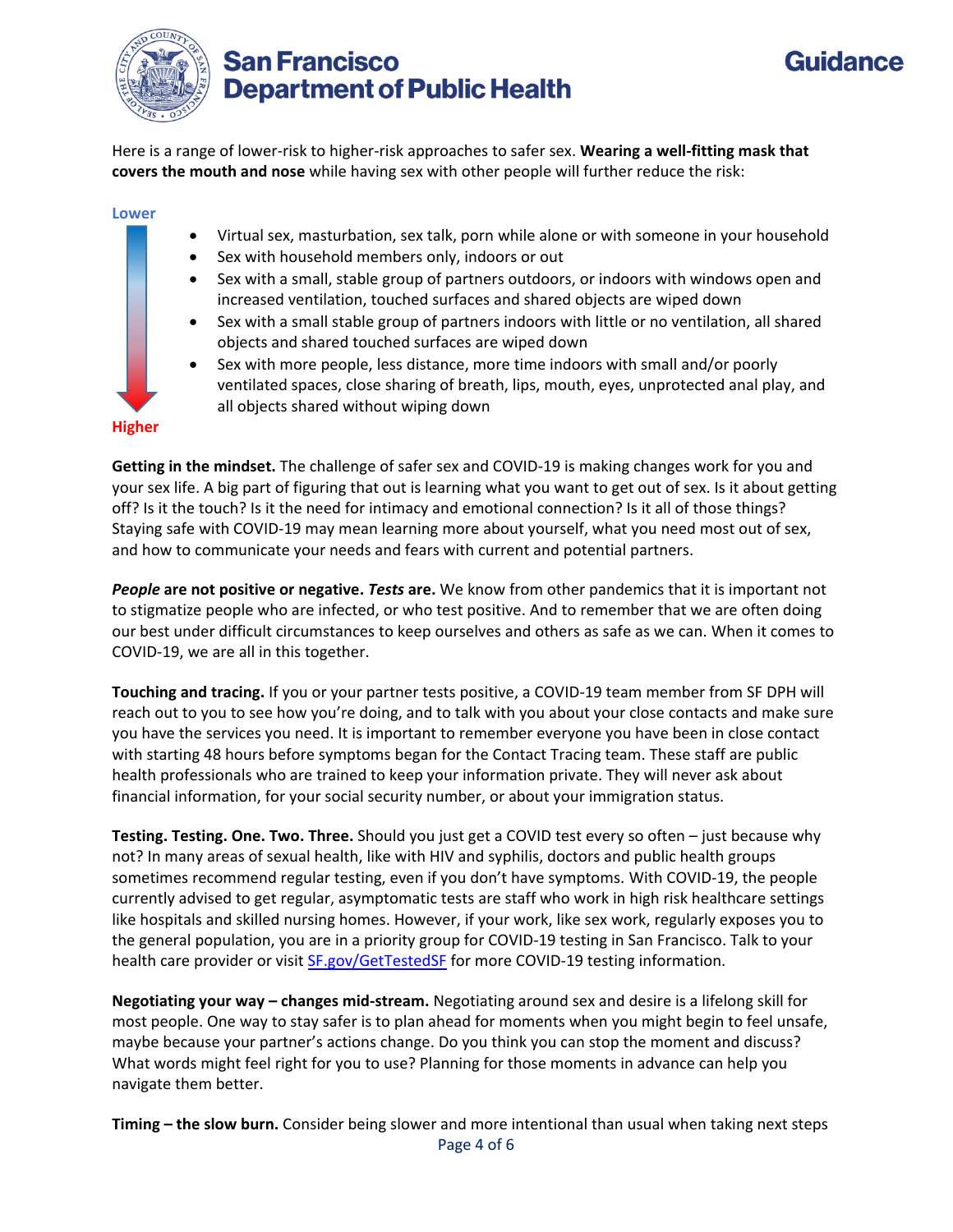Here is a range of lower-risk to higher-risk approaches to safer sex. **Wearing a well-fitting mask that covers the mouth and nose** while having sex with other people will further reduce the risk:

**Lower**

- Virtual sex, masturbation, sex talk, porn while alone or with someone in your household
- Sex with household members only, indoors or out
- Sex with a small, stable group of partners outdoors, or indoors with windows open and increased ventilation, touched surfaces and shared objects are wiped down
- Sex with a small stable group of partners indoors with little or no ventilation, all shared objects and shared touched surfaces are wiped down
- Sex with more people, less distance, more time indoors with small and/or poorly ventilated spaces, close sharing of breath, lips, mouth, eyes, unprotected anal play, and all objects shared without wiping down

**Higher**

**Getting in the mindset.** The challenge of safer sex and COVID-19 is making changes work for you and your sex life. A big part of figuring that out is learning what you want to get out of sex. Is it about getting off? Is it the touch? Is it the need for intimacy and emotional connection? Is it all of those things? Staying safe with COVID-19 may mean learning more about yourself, what you need most out of sex, and how to communicate your needs and fears with current and potential partners.

***People*** **are not positive or negative.** ***Tests*** **are.** We know from other pandemics that it is important not to stigmatize people who are infected, or who test positive. And to remember that we are often doing our best under difficult circumstances to keep ourselves and others as safe as we can. When it comes to COVID-19, we are all in this together.

**Touching and tracing.** If you or your partner tests positive, a COVID-19 team member from SF DPH will reach out to you to see how you're doing, and to talk with you about your close contacts and make sure you have the services you need. It is important to remember everyone you have been in close contact with starting 48 hours before symptoms began for the Contact Tracing team. These staff are public health professionals who are trained to keep your information private. They will never ask about financial information, for your social security number, or about your immigration status.

**Testing. Testing. One. Two. Three.** Should you just get a COVID test every so often – just because why not? In many areas of sexual health, like with HIV and syphilis, doctors and public health groups sometimes recommend regular testing, even if you don't have symptoms. With COVID-19, the people currently advised to get regular, asymptomatic tests are staff who work in high risk healthcare settings like hospitals and skilled nursing homes. However, if your work, like sex work, regularly exposes you to the general population, you are in a priority group for COVID-19 testing in San Francisco. Talk to your health care provider or visit [SF.gov/GetTestedSF](SF.gov/GetTestedSF) for more COVID-19 testing information.

**Negotiating your way – changes mid-stream.** Negotiating around sex and desire is a lifelong skill for most people. One way to stay safer is to plan ahead for moments when you might begin to feel unsafe, maybe because your partner's actions change. Do you think you can stop the moment and discuss? What words might feel right for you to use? Planning for those moments in advance can help you navigate them better.

**Timing – the slow burn.** Consider being slower and more intentional than usual when taking next steps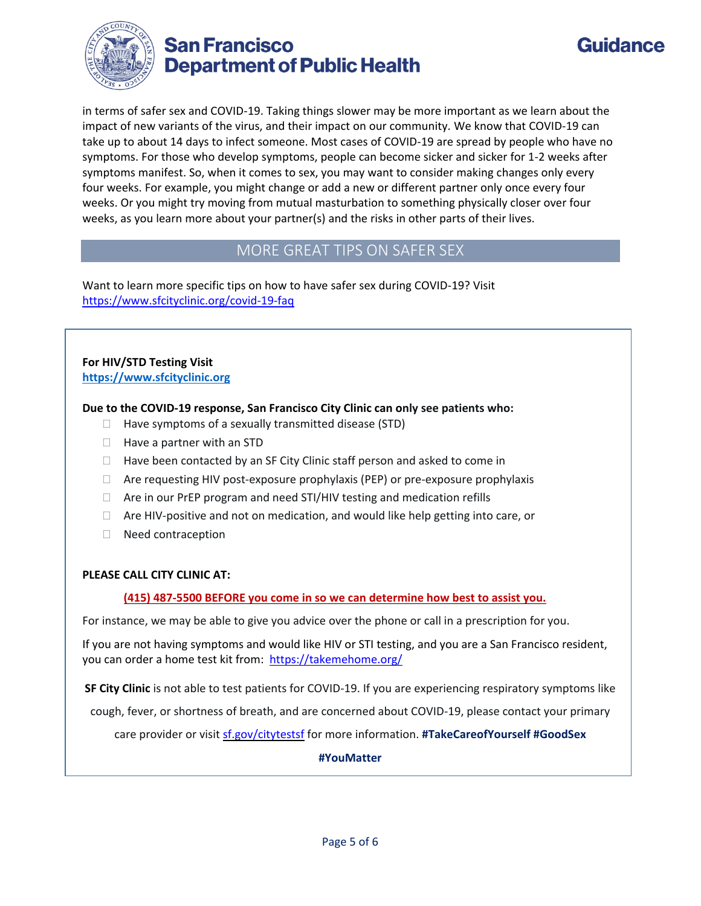in terms of safer sex and COVID-19. Taking things slower may be more important as we learn about the impact of new variants of the virus, and their impact on our community. We know that COVID-19 can take up to about 14 days to infect someone. Most cases of COVID-19 are spread by people who have no symptoms. For those who develop symptoms, people can become sicker and sicker for 1-2 weeks after symptoms manifest. So, when it comes to sex, you may want to consider making changes only every four weeks. For example, you might change or add a new or different partner only once every four weeks. Or you might try moving from mutual masturbation to something physically closer over four weeks, as you learn more about your partner(s) and the risks in other parts of their lives.

## MORE GREAT TIPS ON SAFER SEX

Want to learn more specific tips on how to have safer sex during COVID-19? Visit https://www.sfcityclinic.org/covid-19-faq

**For HIV/STD Testing Visit**
**https://www.sfcityclinic.org**

**Due to the COVID-19 response, San Francisco City Clinic can only see patients who:**

- Have symptoms of a sexually transmitted disease (STD)
- Have a partner with an STD
- Have been contacted by an SF City Clinic staff person and asked to come in
- Are requesting HIV post-exposure prophylaxis (PEP) or pre-exposure prophylaxis
- Are in our PrEP program and need STI/HIV testing and medication refills
- Are HIV-positive and not on medication, and would like help getting into care, or
- Need contraception

**PLEASE CALL CITY CLINIC AT:**

**(415) 487-5500 BEFORE you come in so we can determine how best to assist you.**

For instance, we may be able to give you advice over the phone or call in a prescription for you.

If you are not having symptoms and would like HIV or STI testing, and you are a San Francisco resident, you can order a home test kit from: https://takemehome.org/

**SF City Clinic** is not able to test patients for COVID-19. If you are experiencing respiratory symptoms like cough, fever, or shortness of breath, and are concerned about COVID-19, please contact your primary care provider or visit sf.gov/citytestsf for more information. **#TakeCareofYourself #GoodSex #YouMatter**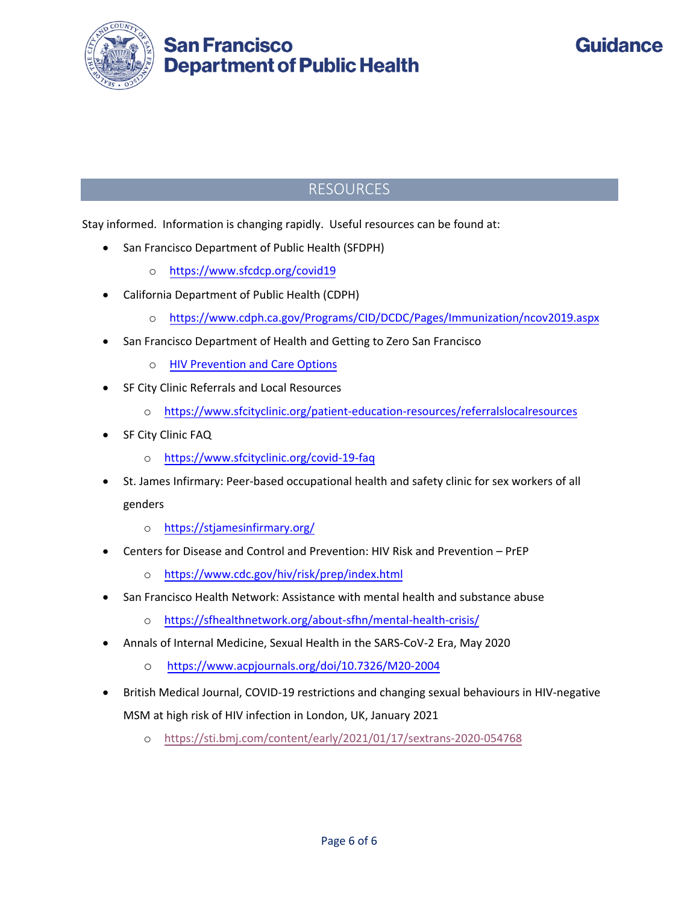## RESOURCES

Stay informed. Information is changing rapidly. Useful resources can be found at:

- San Francisco Department of Public Health (SFDPH)
    - https://www.sfcdcp.org/covid19
- California Department of Public Health (CDPH)
    - https://www.cdph.ca.gov/Programs/CID/DCDC/Pages/Immunization/ncov2019.aspx
- San Francisco Department of Health and Getting to Zero San Francisco
    - HIV Prevention and Care Options
- SF City Clinic Referrals and Local Resources
    - https://www.sfcityclinic.org/patient-education-resources/referralslocalresources
- SF City Clinic FAQ
    - https://www.sfcityclinic.org/covid-19-faq
- St. James Infirmary: Peer-based occupational health and safety clinic for sex workers of all genders
    - https://stjamesinfirmary.org/
- Centers for Disease and Control and Prevention: HIV Risk and Prevention – PrEP
    - https://www.cdc.gov/hiv/risk/prep/index.html
- San Francisco Health Network: Assistance with mental health and substance abuse
    - https://sfhealthnetwork.org/about-sfhn/mental-health-crisis/
- Annals of Internal Medicine, Sexual Health in the SARS-CoV-2 Era, May 2020
    - https://www.acpjournals.org/doi/10.7326/M20-2004
- British Medical Journal, COVID-19 restrictions and changing sexual behaviours in HIV-negative MSM at high risk of HIV infection in London, UK, January 2021
    - https://sti.bmj.com/content/early/2021/01/17/sextrans-2020-054768